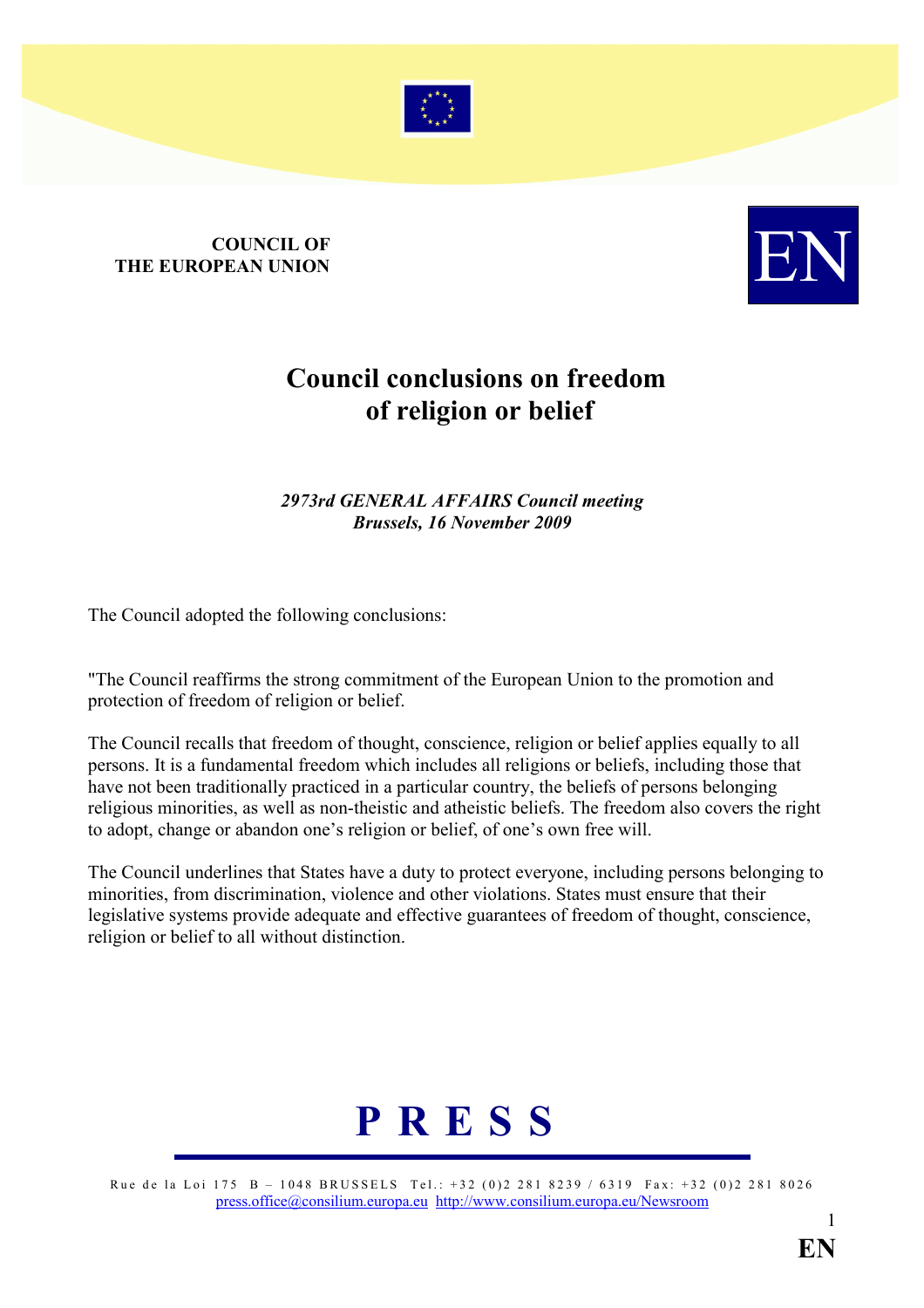**COUNCIL OF THE EUROPEAN UNION**

EN

# Council conclusions on freedom of religion or belief

***2973rd GENERAL AFFAIRS Council meeting***
***Brussels, 16 November 2009***

The Council adopted the following conclusions:

"The Council reaffirms the strong commitment of the European Union to the promotion and protection of freedom of religion or belief.

The Council recalls that freedom of thought, conscience, religion or belief applies equally to all persons. It is a fundamental freedom which includes all religions or beliefs, including those that have not been traditionally practiced in a particular country, the beliefs of persons belonging religious minorities, as well as non-theistic and atheistic beliefs. The freedom also covers the right to adopt, change or abandon one's religion or belief, of one's own free will.

The Council underlines that States have a duty to protect everyone, including persons belonging to minorities, from discrimination, violence and other violations. States must ensure that their legislative systems provide adequate and effective guarantees of freedom of thought, conscience, religion or belief to all without distinction.

**P R E S S**

Rue de la Loi 175 B – 1048 BRUSSELS Tel.: +32 (0)2 281 8239 / 6319 Fax: +32 (0)2 281 8026
press.office@consilium.europa.eu http://www.consilium.europa.eu/Newsroom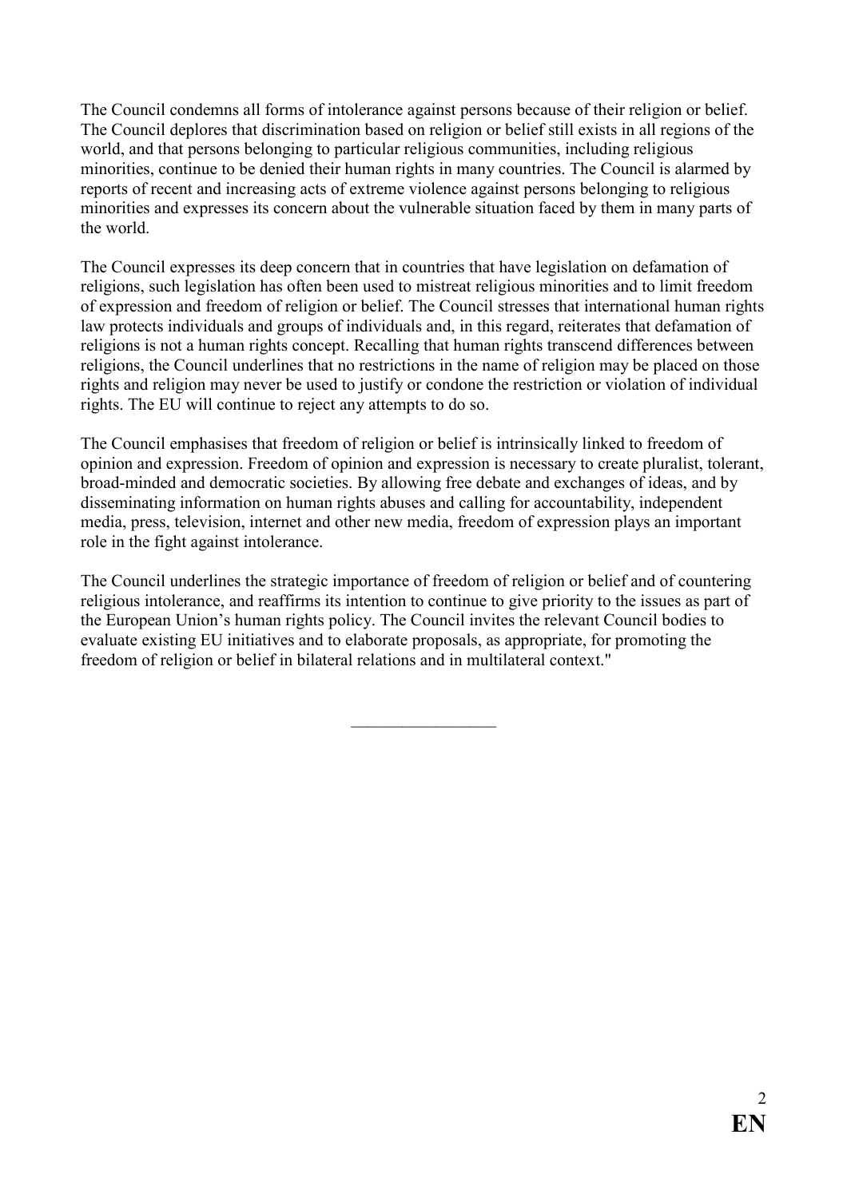The Council condemns all forms of intolerance against persons because of their religion or belief. The Council deplores that discrimination based on religion or belief still exists in all regions of the world, and that persons belonging to particular religious communities, including religious minorities, continue to be denied their human rights in many countries. The Council is alarmed by reports of recent and increasing acts of extreme violence against persons belonging to religious minorities and expresses its concern about the vulnerable situation faced by them in many parts of the world.

The Council expresses its deep concern that in countries that have legislation on defamation of religions, such legislation has often been used to mistreat religious minorities and to limit freedom of expression and freedom of religion or belief. The Council stresses that international human rights law protects individuals and groups of individuals and, in this regard, reiterates that defamation of religions is not a human rights concept. Recalling that human rights transcend differences between religions, the Council underlines that no restrictions in the name of religion may be placed on those rights and religion may never be used to justify or condone the restriction or violation of individual rights. The EU will continue to reject any attempts to do so.

The Council emphasises that freedom of religion or belief is intrinsically linked to freedom of opinion and expression. Freedom of opinion and expression is necessary to create pluralist, tolerant, broad-minded and democratic societies. By allowing free debate and exchanges of ideas, and by disseminating information on human rights abuses and calling for accountability, independent media, press, television, internet and other new media, freedom of expression plays an important role in the fight against intolerance.

The Council underlines the strategic importance of freedom of religion or belief and of countering religious intolerance, and reaffirms its intention to continue to give priority to the issues as part of the European Union's human rights policy. The Council invites the relevant Council bodies to evaluate existing EU initiatives and to elaborate proposals, as appropriate, for promoting the freedom of religion or belief in bilateral relations and in multilateral context."

________________